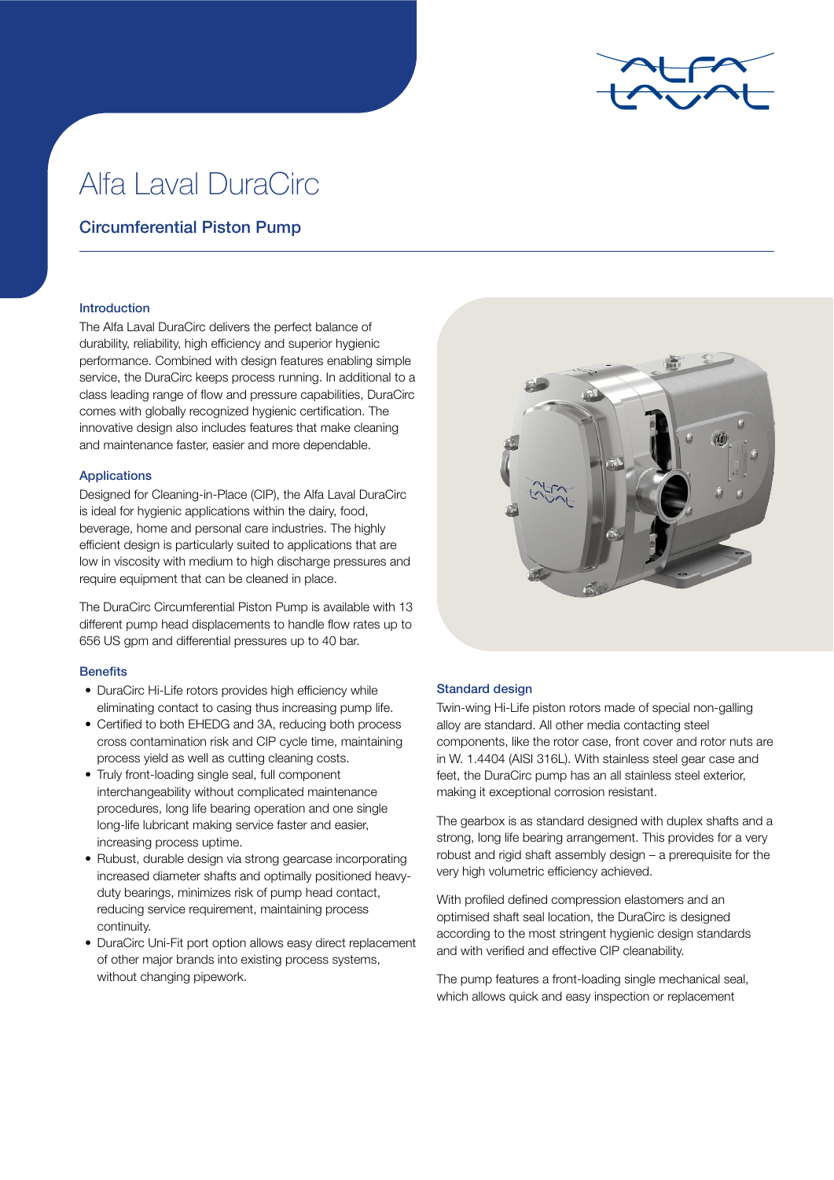# Alfa Laval DuraCirc

## Circumferential Piston Pump

### Introduction

The Alfa Laval DuraCirc delivers the perfect balance of durability, reliability, high efficiency and superior hygienic performance. Combined with design features enabling simple service, the DuraCirc keeps process running. In additional to a class leading range of flow and pressure capabilities, DuraCirc comes with globally recognized hygienic certification. The innovative design also includes features that make cleaning and maintenance faster, easier and more dependable.

### Applications

Designed for Cleaning-in-Place (CIP), the Alfa Laval DuraCirc is ideal for hygienic applications within the dairy, food, beverage, home and personal care industries. The highly efficient design is particularly suited to applications that are low in viscosity with medium to high discharge pressures and require equipment that can be cleaned in place.

The DuraCirc Circumferential Piston Pump is available with 13 different pump head displacements to handle flow rates up to 656 US gpm and differential pressures up to 40 bar.

### Benefits

- DuraCirc Hi-Life rotors provides high efficiency while eliminating contact to casing thus increasing pump life.
- Certified to both EHEDG and 3A, reducing both process cross contamination risk and CIP cycle time, maintaining process yield as well as cutting cleaning costs.
- Truly front-loading single seal, full component interchangeability without complicated maintenance procedures, long life bearing operation and one single long-life lubricant making service faster and easier, increasing process uptime.
- Rubust, durable design via strong gearcase incorporating increased diameter shafts and optimally positioned heavy-duty bearings, minimizes risk of pump head contact, reducing service requirement, maintaining process continuity.
- DuraCirc Uni-Fit port option allows easy direct replacement of other major brands into existing process systems, without changing pipework.

### Standard design

Twin-wing Hi-Life piston rotors made of special non-galling alloy are standard. All other media contacting steel components, like the rotor case, front cover and rotor nuts are in W. 1.4404 (AISI 316L). With stainless steel gear case and feet, the DuraCirc pump has an all stainless steel exterior, making it exceptional corrosion resistant.

The gearbox is as standard designed with duplex shafts and a strong, long life bearing arrangement. This provides for a very robust and rigid shaft assembly design – a prerequisite for the very high volumetric efficiency achieved.

With profiled defined compression elastomers and an optimised shaft seal location, the DuraCirc is designed according to the most stringent hygienic design standards and with verified and effective CIP cleanability.

The pump features a front-loading single mechanical seal, which allows quick and easy inspection or replacement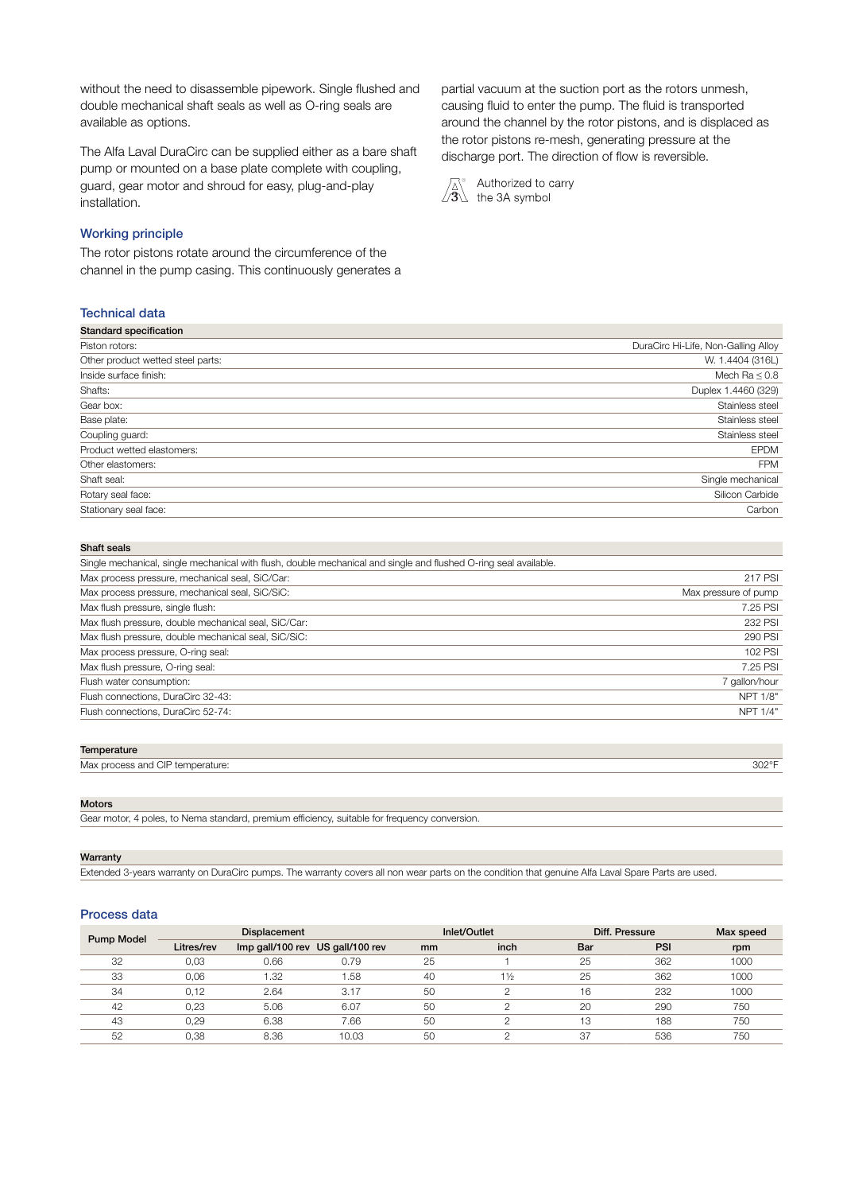without the need to disassemble pipework. Single flushed and double mechanical shaft seals as well as O-ring seals are available as options.

The Alfa Laval DuraCirc can be supplied either as a bare shaft pump or mounted on a base plate complete with coupling, guard, gear motor and shroud for easy, plug-and-play installation.

## Working principle

The rotor pistons rotate around the circumference of the channel in the pump casing. This continuously generates a partial vacuum at the suction port as the rotors unmesh, causing fluid to enter the pump. The fluid is transported around the channel by the rotor pistons, and is displaced as the rotor pistons re-mesh, generating pressure at the discharge port. The direction of flow is reversible.

Authorized to carry the 3A symbol

## Technical data

| Standard specification | |
|---|---|
| Piston rotors: | DuraCirc Hi-Life, Non-Galling Alloy |
| Other product wetted steel parts: | W. 1.4404 (316L) |
| Inside surface finish: | Mech Ra ≤ 0.8 |
| Shafts: | Duplex 1.4460 (329) |
| Gear box: | Stainless steel |
| Base plate: | Stainless steel |
| Coupling guard: | Stainless steel |
| Product wetted elastomers: | EPDM |
| Other elastomers: | FPM |
| Shaft seal: | Single mechanical |
| Rotary seal face: | Silicon Carbide |
| Stationary seal face: | Carbon |

| Shaft seals | |
|---|---|
| Single mechanical, single mechanical with flush, double mechanical and single and flushed O-ring seal available. | |
| Max process pressure, mechanical seal, SiC/Car: | 217 PSI |
| Max process pressure, mechanical seal, SiC/SiC: | Max pressure of pump |
| Max flush pressure, single flush: | 7.25 PSI |
| Max flush pressure, double mechanical seal, SiC/Car: | 232 PSI |
| Max flush pressure, double mechanical seal, SiC/SiC: | 290 PSI |
| Max process pressure, O-ring seal: | 102 PSI |
| Max flush pressure, O-ring seal: | 7.25 PSI |
| Flush water consumption: | 7 gallon/hour |
| Flush connections, DuraCirc 32-43: | NPT 1/8" |
| Flush connections, DuraCirc 52-74: | NPT 1/4" |

| Temperature | |
|---|---|
| Max process and CIP temperature: | 302°F |

**Motors**

Gear motor, 4 poles, to Nema standard, premium efficiency, suitable for frequency conversion.

**Warranty**

Extended 3-years warranty on DuraCirc pumps. The warranty covers all non wear parts on the condition that genuine Alfa Laval Spare Parts are used.

## Process data

| Pump Model | Displacement | | | Inlet/Outlet | | Diff. Pressure | | Max speed |
|---|---|---|---|---|---|---|---|---|
| | Litres/rev | Imp gall/100 rev | US gall/100 rev | mm | inch | Bar | PSI | rpm |
| 32 | 0,03 | 0.66 | 0.79 | 25 | 1 | 25 | 362 | 1000 |
| 33 | 0,06 | 1.32 | 1.58 | 40 | 1½ | 25 | 362 | 1000 |
| 34 | 0,12 | 2.64 | 3.17 | 50 | 2 | 16 | 232 | 1000 |
| 42 | 0,23 | 5.06 | 6.07 | 50 | 2 | 20 | 290 | 750 |
| 43 | 0,29 | 6.38 | 7.66 | 50 | 2 | 13 | 188 | 750 |
| 52 | 0,38 | 8.36 | 10.03 | 50 | 2 | 37 | 536 | 750 |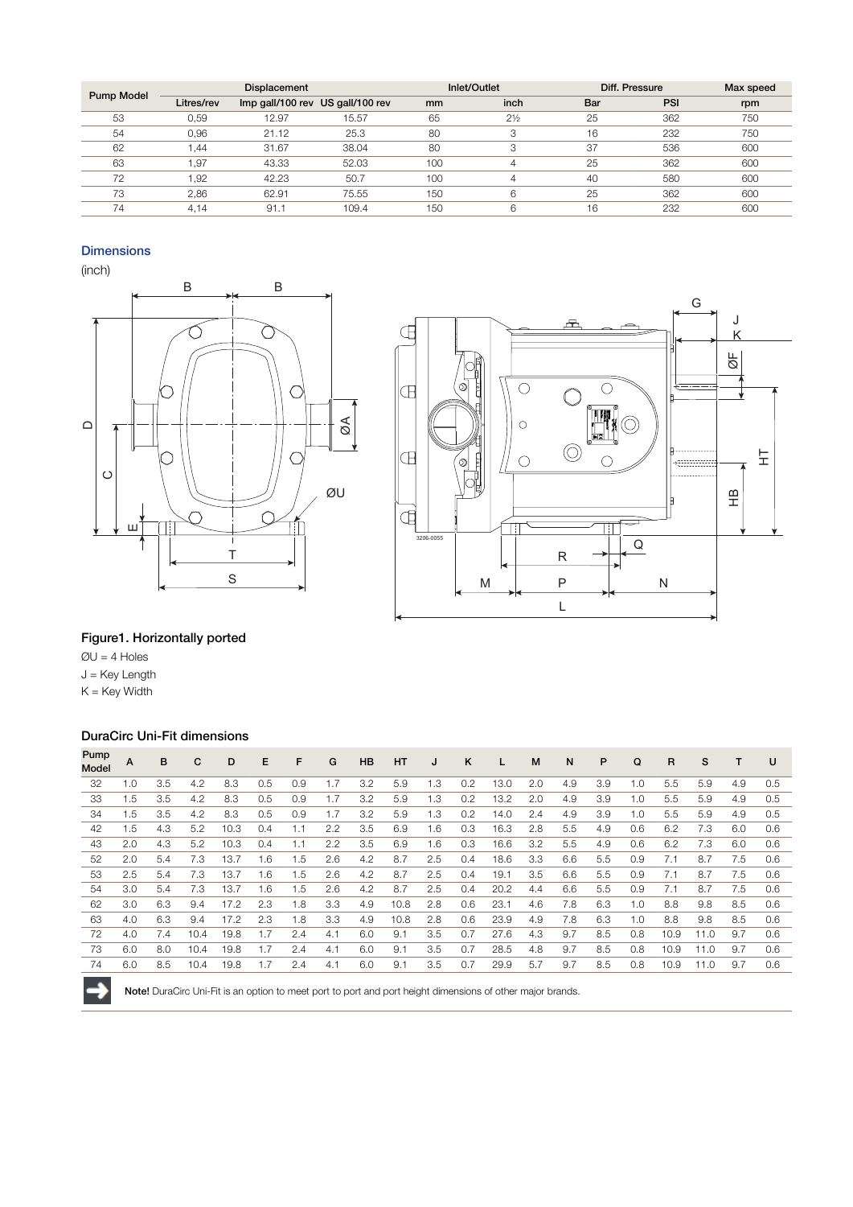| Pump Model | Displacement | | | Inlet/Outlet | | Diff. Pressure | | Max speed |
|---|---|---|---|---|---|---|---|---|
| | Litres/rev | Imp gall/100 rev | US gall/100 rev | mm | inch | Bar | PSI | rpm |
| 53 | 0,59 | 12.97 | 15.57 | 65 | 2½ | 25 | 362 | 750 |
| 54 | 0,96 | 21.12 | 25.3 | 80 | 3 | 16 | 232 | 750 |
| 62 | 1,44 | 31.67 | 38.04 | 80 | 3 | 37 | 536 | 600 |
| 63 | 1,97 | 43.33 | 52.03 | 100 | 4 | 25 | 362 | 600 |
| 72 | 1,92 | 42.23 | 50.7 | 100 | 4 | 40 | 580 | 600 |
| 73 | 2,86 | 62.91 | 75.55 | 150 | 6 | 25 | 362 | 600 |
| 74 | 4,14 | 91.1 | 109.4 | 150 | 6 | 16 | 232 | 600 |

## Dimensions

(inch)

**Figure1. Horizontally ported**

ØU = 4 Holes

J = Key Length

K = Key Width

### DuraCirc Uni-Fit dimensions

| Pump Model | A | B | C | D | E | F | G | HB | HT | J | K | L | M | N | P | Q | R | S | T | U |
|---|---|---|---|---|---|---|---|---|---|---|---|---|---|---|---|---|---|---|---|---|
| 32 | 1.0 | 3.5 | 4.2 | 8.3 | 0.5 | 0.9 | 1.7 | 3.2 | 5.9 | 1.3 | 0.2 | 13.0 | 2.0 | 4.9 | 3.9 | 1.0 | 5.5 | 5.9 | 4.9 | 0.5 |
| 33 | 1.5 | 3.5 | 4.2 | 8.3 | 0.5 | 0.9 | 1.7 | 3.2 | 5.9 | 1.3 | 0.2 | 13.2 | 2.0 | 4.9 | 3.9 | 1.0 | 5.5 | 5.9 | 4.9 | 0.5 |
| 34 | 1.5 | 3.5 | 4.2 | 8.3 | 0.5 | 0.9 | 1.7 | 3.2 | 5.9 | 1.3 | 0.2 | 14.0 | 2.4 | 4.9 | 3.9 | 1.0 | 5.5 | 5.9 | 4.9 | 0.5 |
| 42 | 1.5 | 4.3 | 5.2 | 10.3 | 0.4 | 1.1 | 2.2 | 3.5 | 6.9 | 1.6 | 0.3 | 16.3 | 2.8 | 5.5 | 4.9 | 0.6 | 6.2 | 7.3 | 6.0 | 0.6 |
| 43 | 2.0 | 4.3 | 5.2 | 10.3 | 0.4 | 1.1 | 2.2 | 3.5 | 6.9 | 1.6 | 0.3 | 16.6 | 3.2 | 5.5 | 4.9 | 0.6 | 6.2 | 7.3 | 6.0 | 0.6 |
| 52 | 2.0 | 5.4 | 7.3 | 13.7 | 1.6 | 1.5 | 2.6 | 4.2 | 8.7 | 2.5 | 0.4 | 18.6 | 3.3 | 6.6 | 5.5 | 0.9 | 7.1 | 8.7 | 7.5 | 0.6 |
| 53 | 2.5 | 5.4 | 7.3 | 13.7 | 1.6 | 1.5 | 2.6 | 4.2 | 8.7 | 2.5 | 0.4 | 19.1 | 3.5 | 6.6 | 5.5 | 0.9 | 7.1 | 8.7 | 7.5 | 0.6 |
| 54 | 3.0 | 5.4 | 7.3 | 13.7 | 1.6 | 1.5 | 2.6 | 4.2 | 8.7 | 2.5 | 0.4 | 20.2 | 4.4 | 6.6 | 5.5 | 0.9 | 7.1 | 8.7 | 7.5 | 0.6 |
| 62 | 3.0 | 6.3 | 9.4 | 17.2 | 2.3 | 1.8 | 3.3 | 4.9 | 10.8 | 2.8 | 0.6 | 23.1 | 4.6 | 7.8 | 6.3 | 1.0 | 8.8 | 9.8 | 8.5 | 0.6 |
| 63 | 4.0 | 6.3 | 9.4 | 17.2 | 2.3 | 1.8 | 3.3 | 4.9 | 10.8 | 2.8 | 0.6 | 23.9 | 4.9 | 7.8 | 6.3 | 1.0 | 8.8 | 9.8 | 8.5 | 0.6 |
| 72 | 4.0 | 7.4 | 10.4 | 19.8 | 1.7 | 2.4 | 4.1 | 6.0 | 9.1 | 3.5 | 0.7 | 27.6 | 4.3 | 9.7 | 8.5 | 0.8 | 10.9 | 11.0 | 9.7 | 0.6 |
| 73 | 6.0 | 8.0 | 10.4 | 19.8 | 1.7 | 2.4 | 4.1 | 6.0 | 9.1 | 3.5 | 0.7 | 28.5 | 4.8 | 9.7 | 8.5 | 0.8 | 10.9 | 11.0 | 9.7 | 0.6 |
| 74 | 6.0 | 8.5 | 10.4 | 19.8 | 1.7 | 2.4 | 4.1 | 6.0 | 9.1 | 3.5 | 0.7 | 29.9 | 5.7 | 9.7 | 8.5 | 0.8 | 10.9 | 11.0 | 9.7 | 0.6 |

**Note!** DuraCirc Uni-Fit is an option to meet port to port and port height dimensions of other major brands.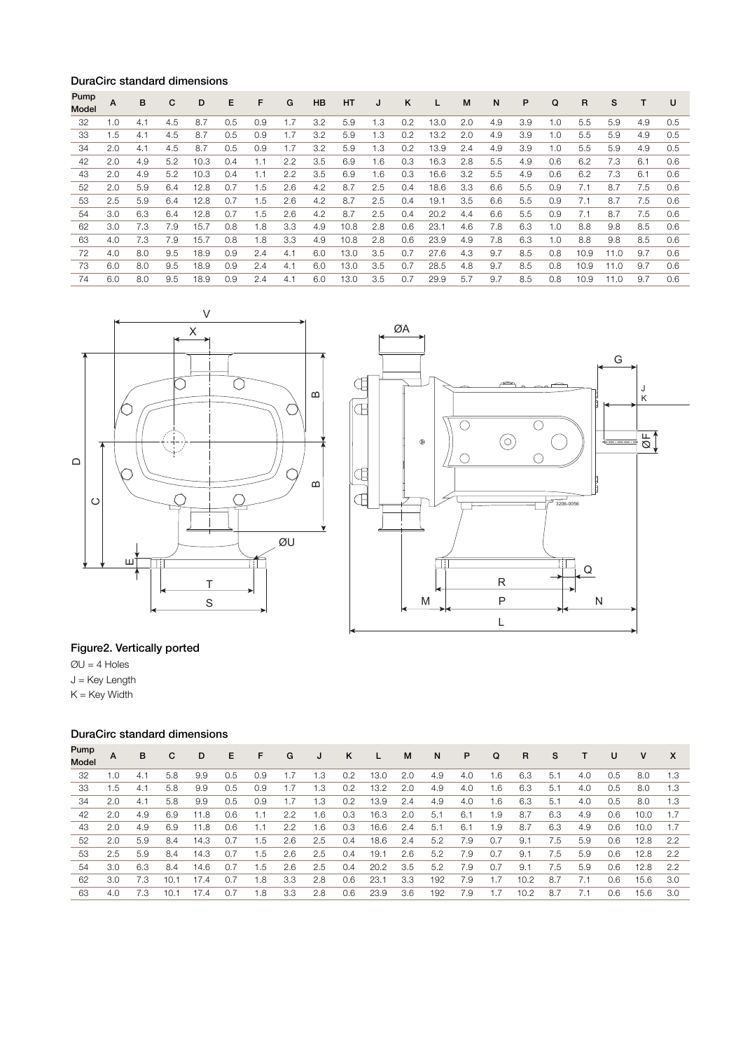### DuraCirc standard dimensions

| Pump Model | A | B | C | D | E | F | G | HB | HT | J | K | L | M | N | P | Q | R | S | T | U |
|---|---|---|---|---|---|---|---|---|---|---|---|---|---|---|---|---|---|---|---|---|
| 32 | 1.0 | 4.1 | 4.5 | 8.7 | 0.5 | 0.9 | 1.7 | 3.2 | 5.9 | 1.3 | 0.2 | 13.0 | 2.0 | 4.9 | 3.9 | 1.0 | 5.5 | 5.9 | 4.9 | 0.5 |
| 33 | 1.5 | 4.1 | 4.5 | 8.7 | 0.5 | 0.9 | 1.7 | 3.2 | 5.9 | 1.3 | 0.2 | 13.2 | 2.0 | 4.9 | 3.9 | 1.0 | 5.5 | 5.9 | 4.9 | 0.5 |
| 34 | 2.0 | 4.1 | 4.5 | 8.7 | 0.5 | 0.9 | 1.7 | 3.2 | 5.9 | 1.3 | 0.2 | 13.9 | 2.4 | 4.9 | 3.9 | 1.0 | 5.5 | 5.9 | 4.9 | 0.5 |
| 42 | 2.0 | 4.9 | 5.2 | 10.3 | 0.4 | 1.1 | 2.2 | 3.5 | 6.9 | 1.6 | 0.3 | 16.3 | 2.8 | 5.5 | 4.9 | 0.6 | 6.2 | 7.3 | 6.1 | 0.6 |
| 43 | 2.0 | 4.9 | 5.2 | 10.3 | 0.4 | 1.1 | 2.2 | 3.5 | 6.9 | 1.6 | 0.3 | 16.6 | 3.2 | 5.5 | 4.9 | 0.6 | 6.2 | 7.3 | 6.1 | 0.6 |
| 52 | 2.0 | 5.9 | 6.4 | 12.8 | 0.7 | 1.5 | 2.6 | 4.2 | 8.7 | 2.5 | 0.4 | 18.6 | 3.3 | 6.6 | 5.5 | 0.9 | 7.1 | 8.7 | 7.5 | 0.6 |
| 53 | 2.5 | 5.9 | 6.4 | 12.8 | 0.7 | 1.5 | 2.6 | 4.2 | 8.7 | 2.5 | 0.4 | 19.1 | 3.5 | 6.6 | 5.5 | 0.9 | 7.1 | 8.7 | 7.5 | 0.6 |
| 54 | 3.0 | 6.3 | 6.4 | 12.8 | 0.7 | 1.5 | 2.6 | 4.2 | 8.7 | 2.5 | 0.4 | 20.2 | 4.4 | 6.6 | 5.5 | 0.9 | 7.1 | 8.7 | 7.5 | 0.6 |
| 62 | 3.0 | 7.3 | 7.9 | 15.7 | 0.8 | 1.8 | 3.3 | 4.9 | 10.8 | 2.8 | 0.6 | 23.1 | 4.6 | 7.8 | 6.3 | 1.0 | 8.8 | 9.8 | 8.5 | 0.6 |
| 63 | 4.0 | 7.3 | 7.9 | 15.7 | 0.8 | 1.8 | 3.3 | 4.9 | 10.8 | 2.8 | 0.6 | 23.9 | 4.9 | 7.8 | 6.3 | 1.0 | 8.8 | 9.8 | 8.5 | 0.6 |
| 72 | 4.0 | 8.0 | 9.5 | 18.9 | 0.9 | 2.4 | 4.1 | 6.0 | 13.0 | 3.5 | 0.7 | 27.6 | 4.3 | 9.7 | 8.5 | 0.8 | 10.9 | 11.0 | 9.7 | 0.6 |
| 73 | 6.0 | 8.0 | 9.5 | 18.9 | 0.9 | 2.4 | 4.1 | 6.0 | 13.0 | 3.5 | 0.7 | 28.5 | 4.8 | 9.7 | 8.5 | 0.8 | 10.9 | 11.0 | 9.7 | 0.6 |
| 74 | 6.0 | 8.0 | 9.5 | 18.9 | 0.9 | 2.4 | 4.1 | 6.0 | 13.0 | 3.5 | 0.7 | 29.9 | 5.7 | 9.7 | 8.5 | 0.8 | 10.9 | 11.0 | 9.7 | 0.6 |

### Figure2. Vertically ported

ØU = 4 Holes
J = Key Length
K = Key Width

### DuraCirc standard dimensions

| Pump Model | A | B | C | D | E | F | G | J | K | L | M | N | P | Q | R | S | T | U | V | X |
|---|---|---|---|---|---|---|---|---|---|---|---|---|---|---|---|---|---|---|---|---|
| 32 | 1.0 | 4.1 | 5.8 | 9.9 | 0.5 | 0.9 | 1.7 | 1.3 | 0.2 | 13.0 | 2.0 | 4.9 | 4.0 | 1.6 | 6.3 | 5.1 | 4.0 | 0.5 | 8.0 | 1.3 |
| 33 | 1.5 | 4.1 | 5.8 | 9.9 | 0.5 | 0.9 | 1.7 | 1.3 | 0.2 | 13.2 | 2.0 | 4.9 | 4.0 | 1.6 | 6.3 | 5.1 | 4.0 | 0.5 | 8.0 | 1.3 |
| 34 | 2.0 | 4.1 | 5.8 | 9.9 | 0.5 | 0.9 | 1.7 | 1.3 | 0.2 | 13.9 | 2.4 | 4.9 | 4.0 | 1.6 | 6.3 | 5.1 | 4.0 | 0.5 | 8.0 | 1.3 |
| 42 | 2.0 | 4.9 | 6.9 | 11.8 | 0.6 | 1.1 | 2.2 | 1.6 | 0.3 | 16.3 | 2.0 | 5.1 | 6.1 | 1.9 | 8.7 | 6.3 | 4.9 | 0.6 | 10.0 | 1.7 |
| 43 | 2.0 | 4.9 | 6.9 | 11.8 | 0.6 | 1.1 | 2.2 | 1.6 | 0.3 | 16.6 | 2.4 | 5.1 | 6.1 | 1.9 | 8.7 | 6.3 | 4.9 | 0.6 | 10.0 | 1.7 |
| 52 | 2.0 | 5.9 | 8.4 | 14.3 | 0.7 | 1.5 | 2.6 | 2.5 | 0.4 | 18.6 | 2.4 | 5.2 | 7.9 | 0.7 | 9.1 | 7.5 | 5.9 | 0.6 | 12.8 | 2.2 |
| 53 | 2.5 | 5.9 | 8.4 | 14.3 | 0.7 | 1.5 | 2.6 | 2.5 | 0.4 | 19.1 | 2.6 | 5.2 | 7.9 | 0.7 | 9.1 | 7.5 | 5.9 | 0.6 | 12.8 | 2.2 |
| 54 | 3.0 | 6.3 | 8.4 | 14.6 | 0.7 | 1.5 | 2.6 | 2.5 | 0.4 | 20.2 | 3.5 | 5.2 | 7.9 | 0.7 | 9.1 | 7.5 | 5.9 | 0.6 | 12.8 | 2.2 |
| 62 | 3.0 | 7.3 | 10.1 | 17.4 | 0.7 | 1.8 | 3.3 | 2.8 | 0.6 | 23.1 | 3.3 | 192 | 7.9 | 1.7 | 10.2 | 8.7 | 7.1 | 0.6 | 15.6 | 3.0 |
| 63 | 4.0 | 7.3 | 10.1 | 17.4 | 0.7 | 1.8 | 3.3 | 2.8 | 0.6 | 23.9 | 3.6 | 192 | 7.9 | 1.7 | 10.2 | 8.7 | 7.1 | 0.6 | 15.6 | 3.0 |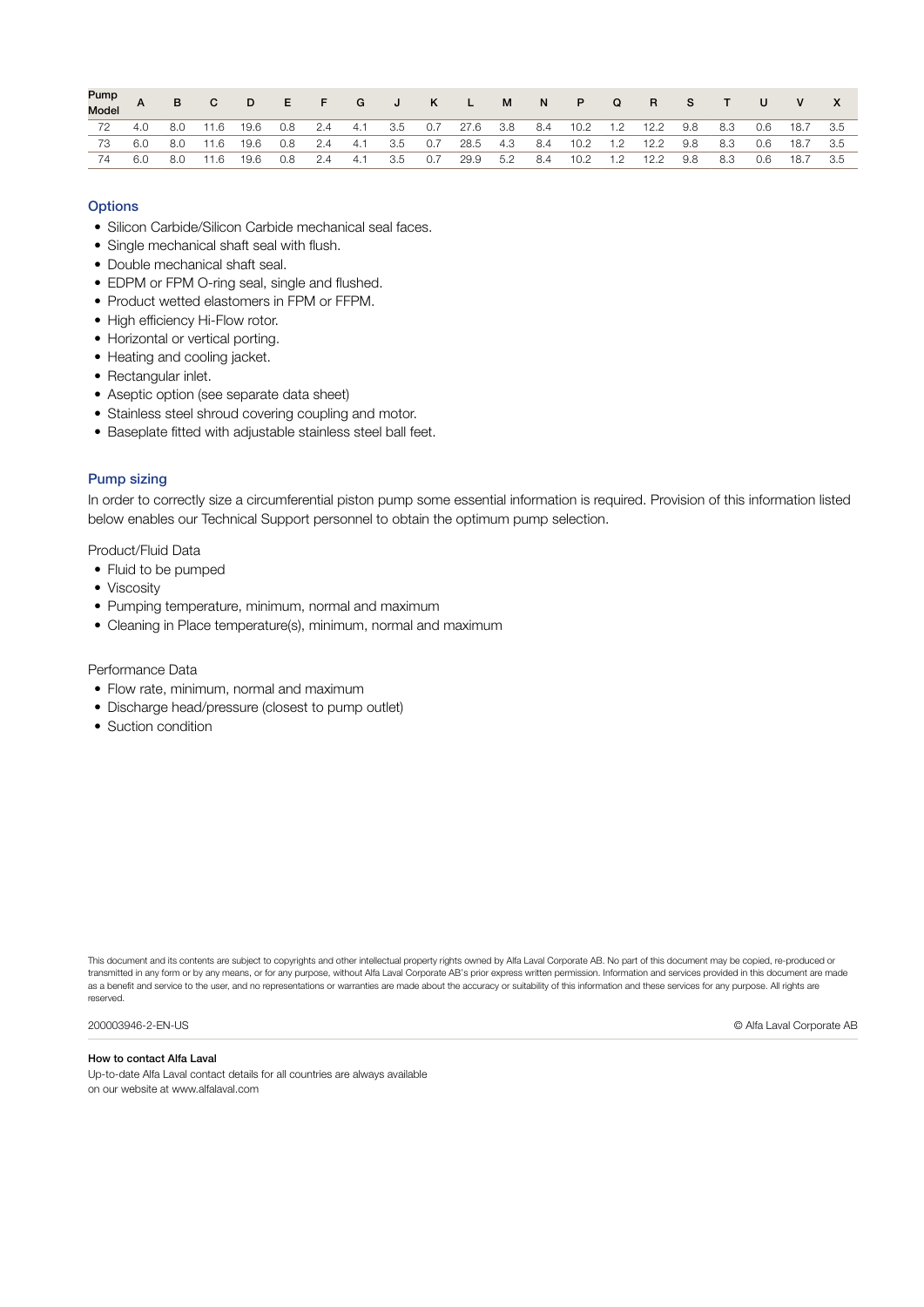| Pump Model | A | B | C | D | E | F | G | J | K | L | M | N | P | Q | R | S | T | U | V | X |
|---|---|---|---|---|---|---|---|---|---|---|---|---|---|---|---|---|---|---|---|---|
| 72 | 4.0 | 8.0 | 11.6 | 19.6 | 0.8 | 2.4 | 4.1 | 3.5 | 0.7 | 27.6 | 3.8 | 8.4 | 10.2 | 1.2 | 12.2 | 9.8 | 8.3 | 0.6 | 18.7 | 3.5 |
| 73 | 6.0 | 8.0 | 11.6 | 19.6 | 0.8 | 2.4 | 4.1 | 3.5 | 0.7 | 28.5 | 4.3 | 8.4 | 10.2 | 1.2 | 12.2 | 9.8 | 8.3 | 0.6 | 18.7 | 3.5 |
| 74 | 6.0 | 8.0 | 11.6 | 19.6 | 0.8 | 2.4 | 4.1 | 3.5 | 0.7 | 29.9 | 5.2 | 8.4 | 10.2 | 1.2 | 12.2 | 9.8 | 8.3 | 0.6 | 18.7 | 3.5 |

## Options

- Silicon Carbide/Silicon Carbide mechanical seal faces.
- Single mechanical shaft seal with flush.
- Double mechanical shaft seal.
- EDPM or FPM O-ring seal, single and flushed.
- Product wetted elastomers in FPM or FFPM.
- High efficiency Hi-Flow rotor.
- Horizontal or vertical porting.
- Heating and cooling jacket.
- Rectangular inlet.
- Aseptic option (see separate data sheet)
- Stainless steel shroud covering coupling and motor.
- Baseplate fitted with adjustable stainless steel ball feet.

## Pump sizing

In order to correctly size a circumferential piston pump some essential information is required. Provision of this information listed below enables our Technical Support personnel to obtain the optimum pump selection.

Product/Fluid Data

- Fluid to be pumped
- Viscosity
- Pumping temperature, minimum, normal and maximum
- Cleaning in Place temperature(s), minimum, normal and maximum

Performance Data

- Flow rate, minimum, normal and maximum
- Discharge head/pressure (closest to pump outlet)
- Suction condition

This document and its contents are subject to copyrights and other intellectual property rights owned by Alfa Laval Corporate AB. No part of this document may be copied, re-produced or transmitted in any form or by any means, or for any purpose, without Alfa Laval Corporate AB's prior express written permission. Information and services provided in this document are made as a benefit and service to the user, and no representations or warranties are made about the accuracy or suitability of this information and these services for any purpose. All rights are reserved.

200003946-2-EN-US © Alfa Laval Corporate AB

**How to contact Alfa Laval**

Up-to-date Alfa Laval contact details for all countries are always available on our website at www.alfalaval.com